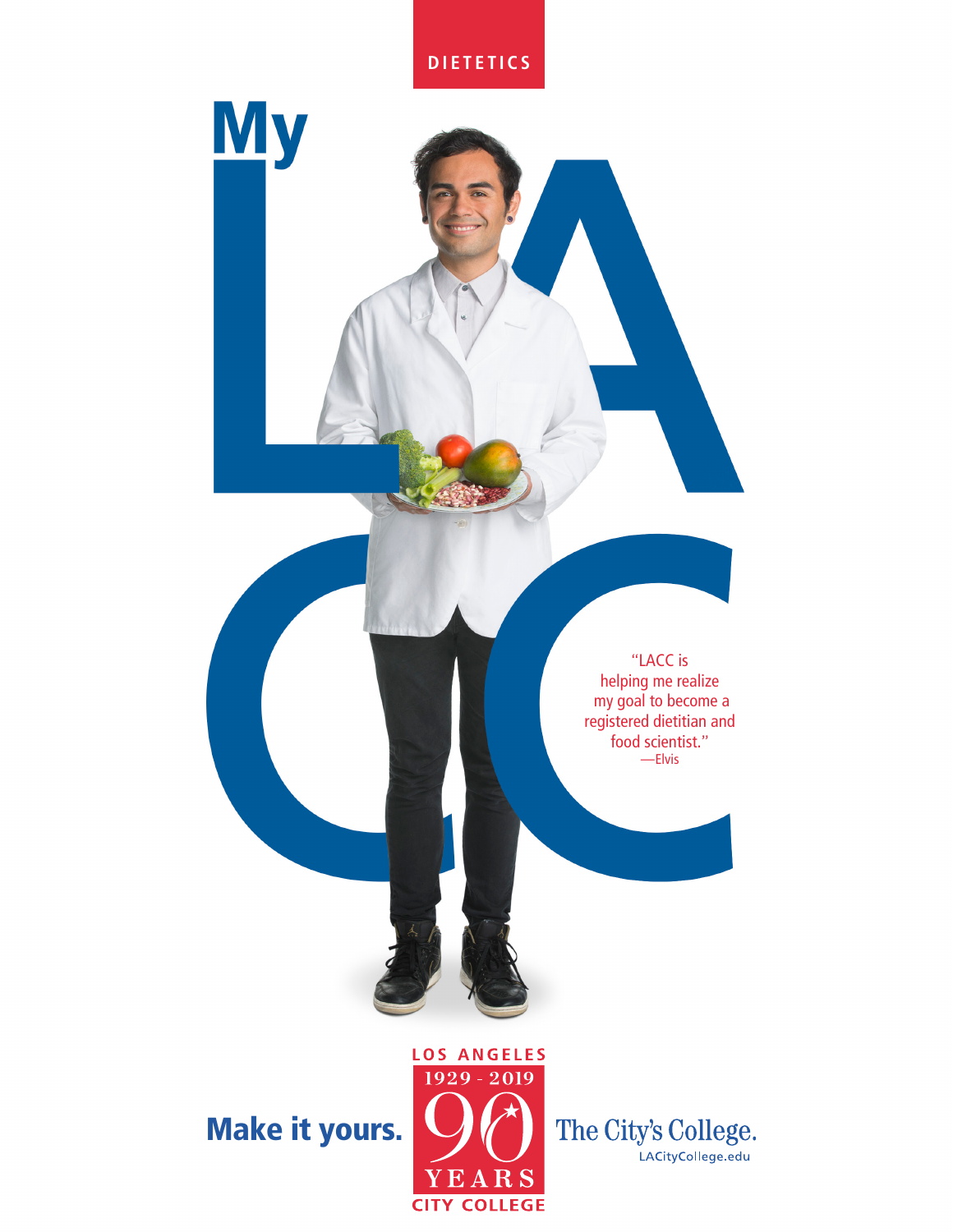DIETETICS

# My LACC

"LACC is helping me realize my goal to become a registered dietitian and food scientist."
—Elvis

**Make it yours.**

LOS ANGELES
1929 - 2019
90
YEARS
CITY COLLEGE

The City's College.
LACityCollege.edu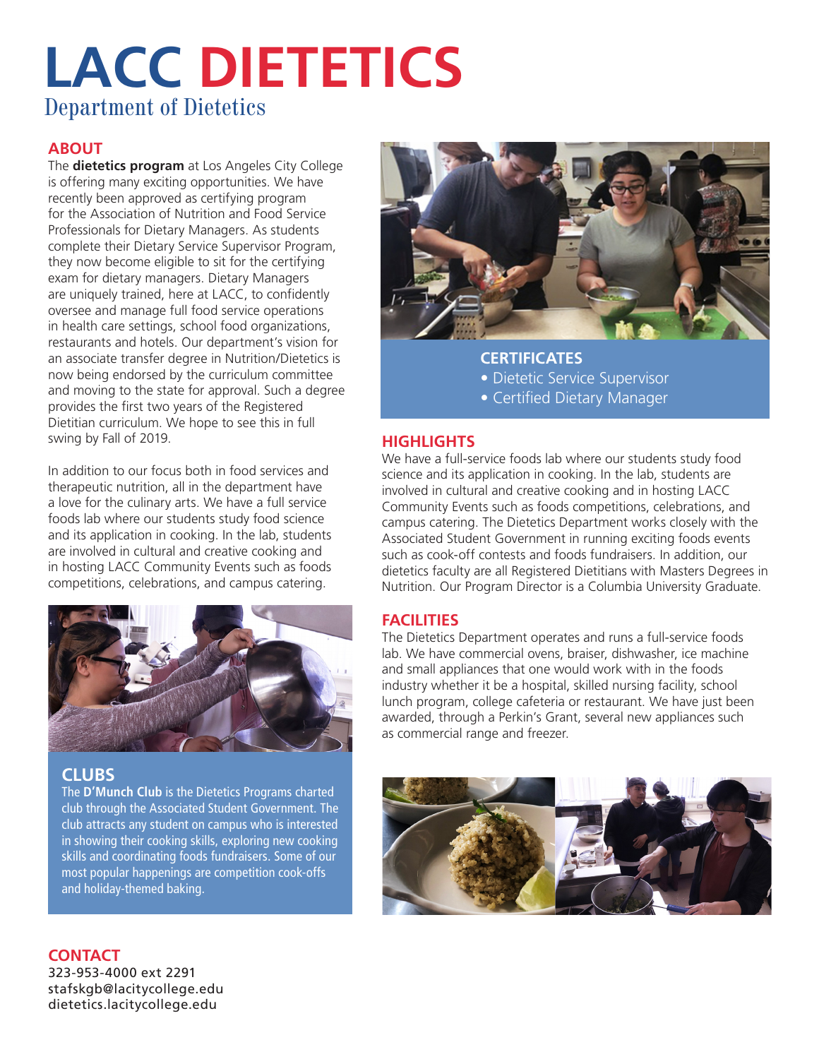# LACC DIETETICS

Department of Dietetics

## ABOUT

The **dietetics program** at Los Angeles City College is offering many exciting opportunities. We have recently been approved as certifying program for the Association of Nutrition and Food Service Professionals for Dietary Managers. As students complete their Dietary Service Supervisor Program, they now become eligible to sit for the certifying exam for dietary managers. Dietary Managers are uniquely trained, here at LACC, to confidently oversee and manage full food service operations in health care settings, school food organizations, restaurants and hotels. Our department's vision for an associate transfer degree in Nutrition/Dietetics is now being endorsed by the curriculum committee and moving to the state for approval. Such a degree provides the first two years of the Registered Dietitian curriculum. We hope to see this in full swing by Fall of 2019.

In addition to our focus both in food services and therapeutic nutrition, all in the department have a love for the culinary arts. We have a full service foods lab where our students study food science and its application in cooking. In the lab, students are involved in cultural and creative cooking and in hosting LACC Community Events such as foods competitions, celebrations, and campus catering.

## CLUBS

The **D'Munch Club** is the Dietetics Programs charted club through the Associated Student Government. The club attracts any student on campus who is interested in showing their cooking skills, exploring new cooking skills and coordinating foods fundraisers. Some of our most popular happenings are competition cook-offs and holiday-themed baking.

## CERTIFICATES

- Dietetic Service Supervisor
- Certified Dietary Manager

## HIGHLIGHTS

We have a full-service foods lab where our students study food science and its application in cooking. In the lab, students are involved in cultural and creative cooking and in hosting LACC Community Events such as foods competitions, celebrations, and campus catering. The Dietetics Department works closely with the Associated Student Government in running exciting foods events such as cook-off contests and foods fundraisers. In addition, our dietetics faculty are all Registered Dietitians with Masters Degrees in Nutrition. Our Program Director is a Columbia University Graduate.

## FACILITIES

The Dietetics Department operates and runs a full-service foods lab. We have commercial ovens, braiser, dishwasher, ice machine and small appliances that one would work with in the foods industry whether it be a hospital, skilled nursing facility, school lunch program, college cafeteria or restaurant. We have just been awarded, through a Perkin's Grant, several new appliances such as commercial range and freezer.

## CONTACT

323-953-4000 ext 2291
stafskgb@lacitycollege.edu
dietetics.lacitycollege.edu